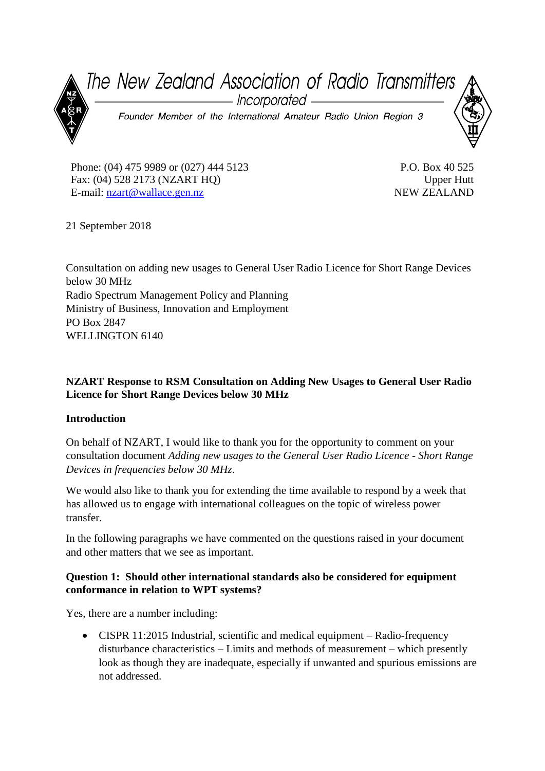# The New Zealand Association of Radio Transmitters

Incorporated

*Founder Member of the International Amateur Radio Union Region 3*

Phone: (04) 475 9989 or (027) 444 5123
Fax: (04) 528 2173 (NZART HQ)
E-mail: nzart@wallace.gen.nz

P.O. Box 40 525
Upper Hutt
NEW ZEALAND

21 September 2018

Consultation on adding new usages to General User Radio Licence for Short Range Devices below 30 MHz
Radio Spectrum Management Policy and Planning
Ministry of Business, Innovation and Employment
PO Box 2847
WELLINGTON 6140

**NZART Response to RSM Consultation on Adding New Usages to General User Radio Licence for Short Range Devices below 30 MHz**

**Introduction**

On behalf of NZART, I would like to thank you for the opportunity to comment on your consultation document *Adding new usages to the General User Radio Licence - Short Range Devices in frequencies below 30 MHz*.

We would also like to thank you for extending the time available to respond by a week that has allowed us to engage with international colleagues on the topic of wireless power transfer.

In the following paragraphs we have commented on the questions raised in your document and other matters that we see as important.

**Question 1: Should other international standards also be considered for equipment conformance in relation to WPT systems?**

Yes, there are a number including:

- CISPR 11:2015 Industrial, scientific and medical equipment – Radio-frequency disturbance characteristics – Limits and methods of measurement – which presently look as though they are inadequate, especially if unwanted and spurious emissions are not addressed.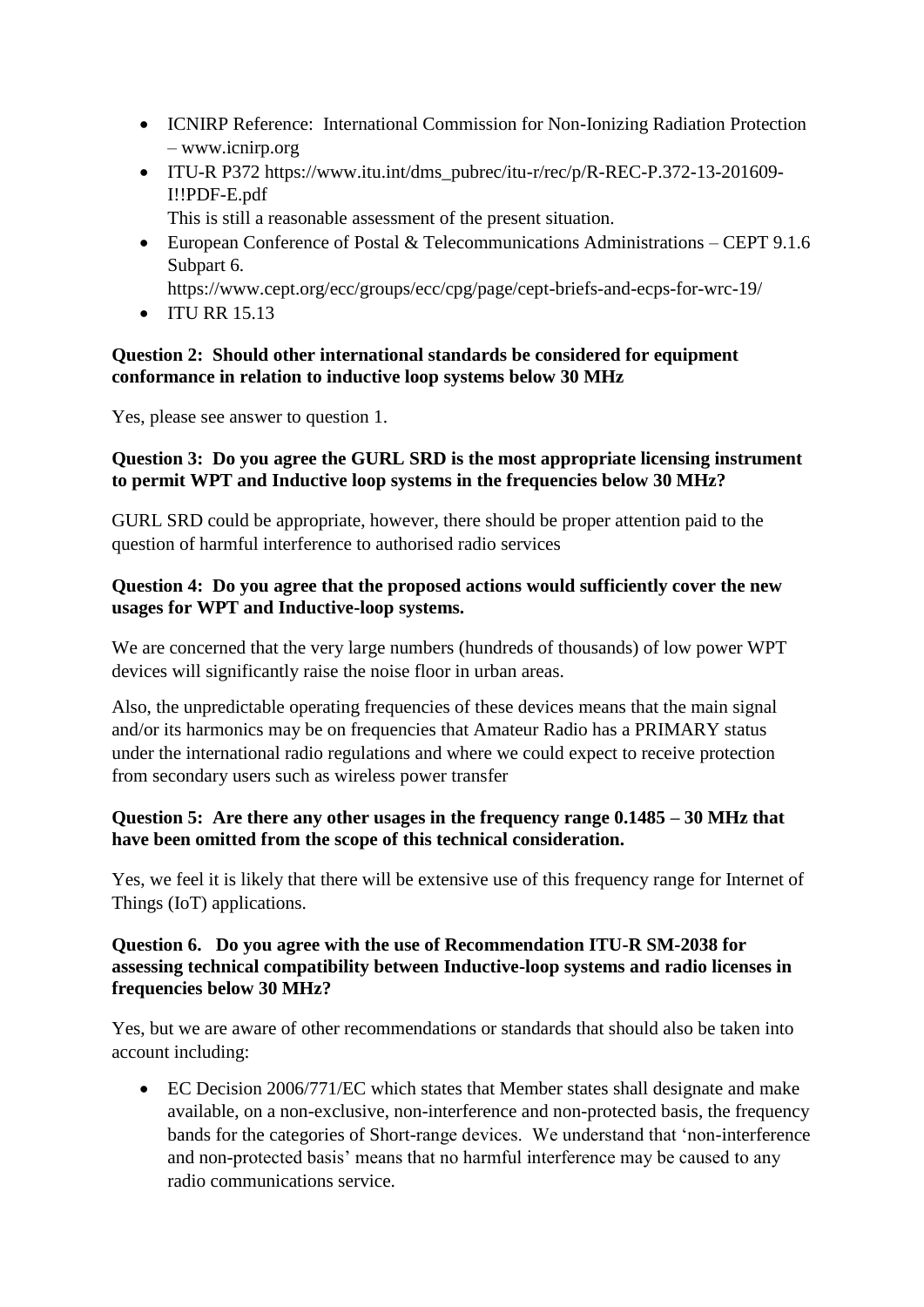- ICNIRP Reference: International Commission for Non-Ionizing Radiation Protection – www.icnirp.org
- ITU-R P372 https://www.itu.int/dms_pubrec/itu-r/rec/p/R-REC-P.372-13-201609-I!!PDF-E.pdf
  This is still a reasonable assessment of the present situation.
- European Conference of Postal & Telecommunications Administrations – CEPT 9.1.6 Subpart 6.
  https://www.cept.org/ecc/groups/ecc/cpg/page/cept-briefs-and-ecps-for-wrc-19/
- ITU RR 15.13

**Question 2: Should other international standards be considered for equipment conformance in relation to inductive loop systems below 30 MHz**

Yes, please see answer to question 1.

**Question 3: Do you agree the GURL SRD is the most appropriate licensing instrument to permit WPT and Inductive loop systems in the frequencies below 30 MHz?**

GURL SRD could be appropriate, however, there should be proper attention paid to the question of harmful interference to authorised radio services

**Question 4: Do you agree that the proposed actions would sufficiently cover the new usages for WPT and Inductive-loop systems.**

We are concerned that the very large numbers (hundreds of thousands) of low power WPT devices will significantly raise the noise floor in urban areas.

Also, the unpredictable operating frequencies of these devices means that the main signal and/or its harmonics may be on frequencies that Amateur Radio has a PRIMARY status under the international radio regulations and where we could expect to receive protection from secondary users such as wireless power transfer

**Question 5: Are there any other usages in the frequency range 0.1485 – 30 MHz that have been omitted from the scope of this technical consideration.**

Yes, we feel it is likely that there will be extensive use of this frequency range for Internet of Things (IoT) applications.

**Question 6. Do you agree with the use of Recommendation ITU-R SM-2038 for assessing technical compatibility between Inductive-loop systems and radio licenses in frequencies below 30 MHz?**

Yes, but we are aware of other recommendations or standards that should also be taken into account including:

- EC Decision 2006/771/EC which states that Member states shall designate and make available, on a non-exclusive, non-interference and non-protected basis, the frequency bands for the categories of Short-range devices. We understand that 'non-interference and non-protected basis' means that no harmful interference may be caused to any radio communications service.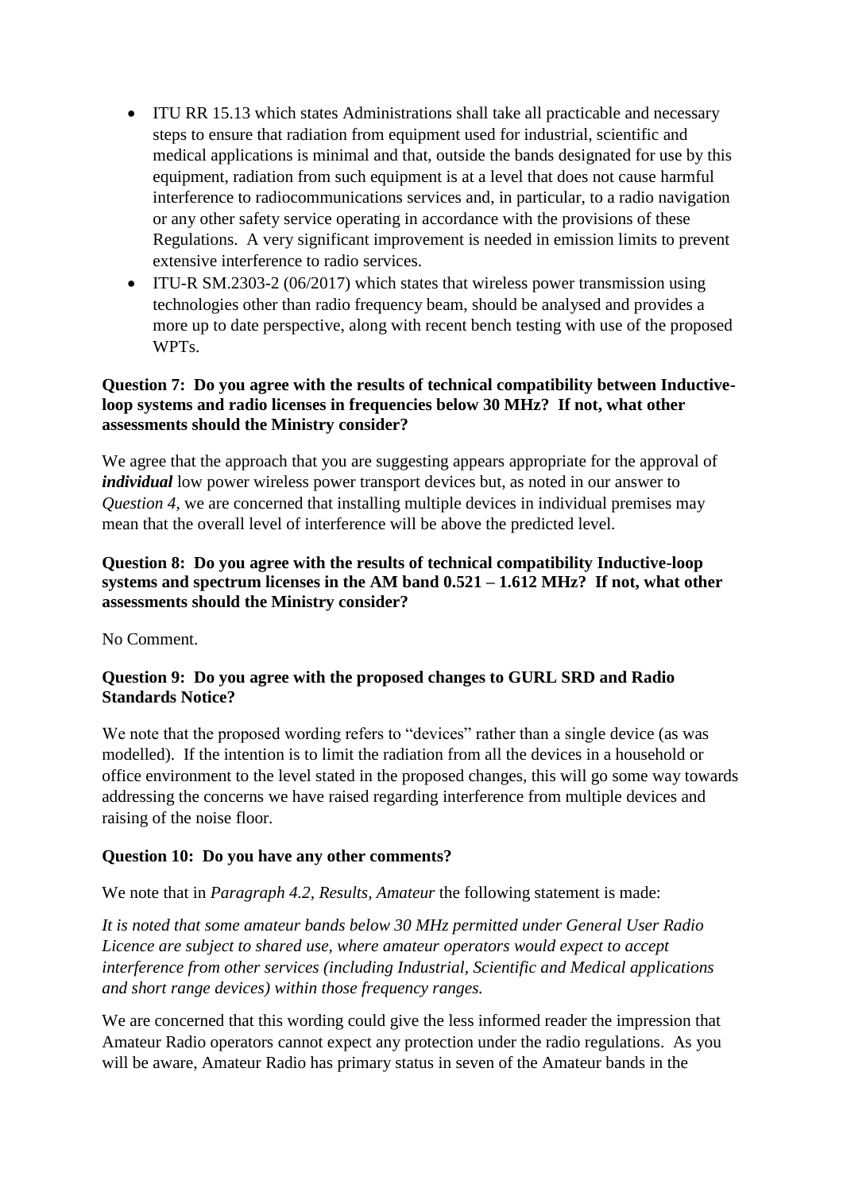- ITU RR 15.13 which states Administrations shall take all practicable and necessary steps to ensure that radiation from equipment used for industrial, scientific and medical applications is minimal and that, outside the bands designated for use by this equipment, radiation from such equipment is at a level that does not cause harmful interference to radiocommunications services and, in particular, to a radio navigation or any other safety service operating in accordance with the provisions of these Regulations. A very significant improvement is needed in emission limits to prevent extensive interference to radio services.
- ITU-R SM.2303-2 (06/2017) which states that wireless power transmission using technologies other than radio frequency beam, should be analysed and provides a more up to date perspective, along with recent bench testing with use of the proposed WPTs.

**Question 7: Do you agree with the results of technical compatibility between Inductive-loop systems and radio licenses in frequencies below 30 MHz? If not, what other assessments should the Ministry consider?**

We agree that the approach that you are suggesting appears appropriate for the approval of ***individual*** low power wireless power transport devices but, as noted in our answer to *Question 4*, we are concerned that installing multiple devices in individual premises may mean that the overall level of interference will be above the predicted level.

**Question 8: Do you agree with the results of technical compatibility Inductive-loop systems and spectrum licenses in the AM band 0.521 – 1.612 MHz? If not, what other assessments should the Ministry consider?**

No Comment.

**Question 9: Do you agree with the proposed changes to GURL SRD and Radio Standards Notice?**

We note that the proposed wording refers to "devices" rather than a single device (as was modelled). If the intention is to limit the radiation from all the devices in a household or office environment to the level stated in the proposed changes, this will go some way towards addressing the concerns we have raised regarding interference from multiple devices and raising of the noise floor.

**Question 10: Do you have any other comments?**

We note that in *Paragraph 4.2, Results, Amateur* the following statement is made:

*It is noted that some amateur bands below 30 MHz permitted under General User Radio Licence are subject to shared use, where amateur operators would expect to accept interference from other services (including Industrial, Scientific and Medical applications and short range devices) within those frequency ranges.*

We are concerned that this wording could give the less informed reader the impression that Amateur Radio operators cannot expect any protection under the radio regulations. As you will be aware, Amateur Radio has primary status in seven of the Amateur bands in the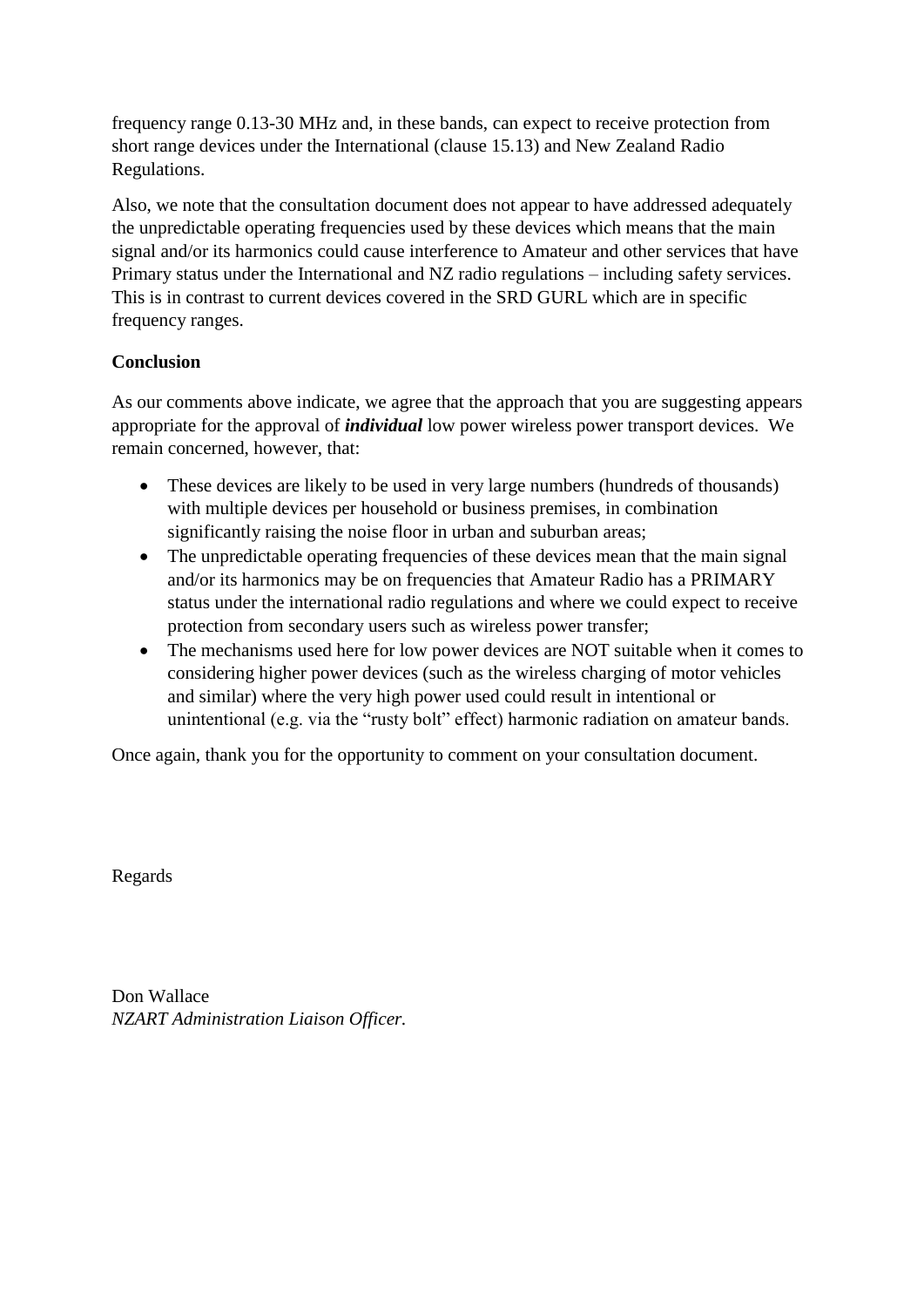frequency range 0.13-30 MHz and, in these bands, can expect to receive protection from short range devices under the International (clause 15.13) and New Zealand Radio Regulations.

Also, we note that the consultation document does not appear to have addressed adequately the unpredictable operating frequencies used by these devices which means that the main signal and/or its harmonics could cause interference to Amateur and other services that have Primary status under the International and NZ radio regulations – including safety services. This is in contrast to current devices covered in the SRD GURL which are in specific frequency ranges.

**Conclusion**

As our comments above indicate, we agree that the approach that you are suggesting appears appropriate for the approval of ***individual*** low power wireless power transport devices. We remain concerned, however, that:

- These devices are likely to be used in very large numbers (hundreds of thousands) with multiple devices per household or business premises, in combination significantly raising the noise floor in urban and suburban areas;
- The unpredictable operating frequencies of these devices mean that the main signal and/or its harmonics may be on frequencies that Amateur Radio has a PRIMARY status under the international radio regulations and where we could expect to receive protection from secondary users such as wireless power transfer;
- The mechanisms used here for low power devices are NOT suitable when it comes to considering higher power devices (such as the wireless charging of motor vehicles and similar) where the very high power used could result in intentional or unintentional (e.g. via the "rusty bolt" effect) harmonic radiation on amateur bands.

Once again, thank you for the opportunity to comment on your consultation document.

Regards

Don Wallace
*NZART Administration Liaison Officer.*